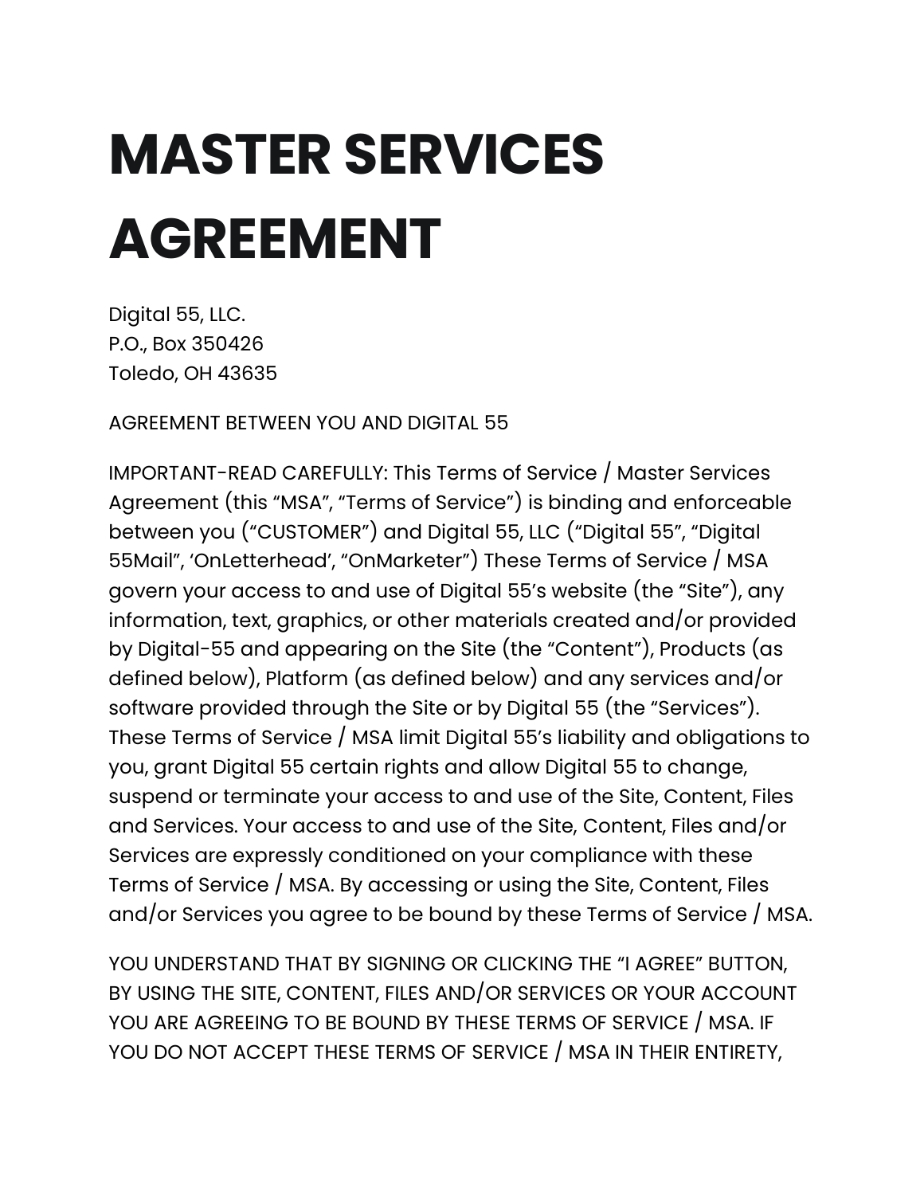# MASTER SERVICES AGREEMENT

Digital 55, LLC.
P.O., Box 350426
Toledo, OH 43635

AGREEMENT BETWEEN YOU AND DIGITAL 55

IMPORTANT-READ CAREFULLY: This Terms of Service / Master Services Agreement (this “MSA”, “Terms of Service”) is binding and enforceable between you (“CUSTOMER”) and Digital 55, LLC (“Digital 55”, “Digital 55Mail”, ‘OnLetterhead’, “OnMarketer”) These Terms of Service / MSA govern your access to and use of Digital 55’s website (the “Site”), any information, text, graphics, or other materials created and/or provided by Digital-55 and appearing on the Site (the “Content”), Products (as defined below), Platform (as defined below) and any services and/or software provided through the Site or by Digital 55 (the “Services”). These Terms of Service / MSA limit Digital 55’s liability and obligations to you, grant Digital 55 certain rights and allow Digital 55 to change, suspend or terminate your access to and use of the Site, Content, Files and Services. Your access to and use of the Site, Content, Files and/or Services are expressly conditioned on your compliance with these Terms of Service / MSA. By accessing or using the Site, Content, Files and/or Services you agree to be bound by these Terms of Service / MSA.

YOU UNDERSTAND THAT BY SIGNING OR CLICKING THE “I AGREE” BUTTON, BY USING THE SITE, CONTENT, FILES AND/OR SERVICES OR YOUR ACCOUNT YOU ARE AGREEING TO BE BOUND BY THESE TERMS OF SERVICE / MSA. IF YOU DO NOT ACCEPT THESE TERMS OF SERVICE / MSA IN THEIR ENTIRETY,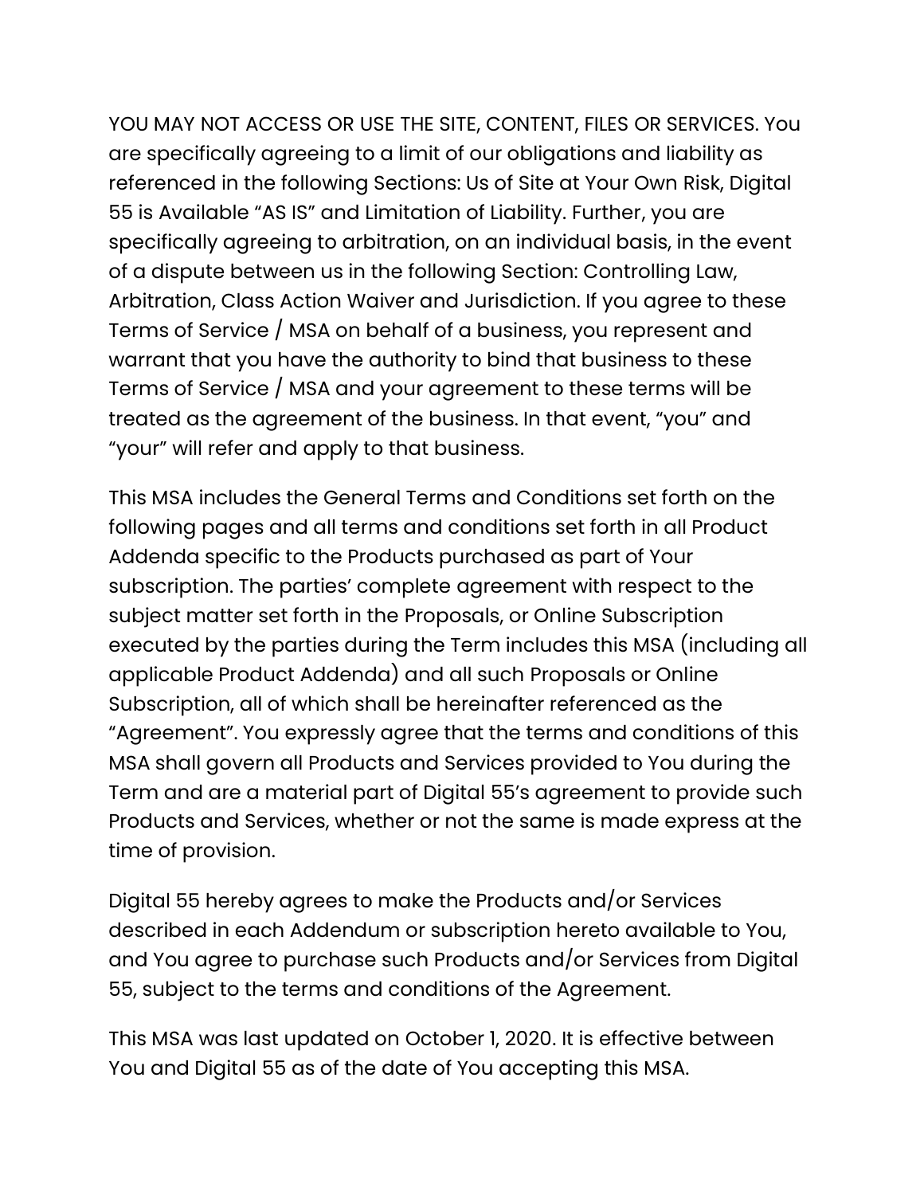YOU MAY NOT ACCESS OR USE THE SITE, CONTENT, FILES OR SERVICES. You are specifically agreeing to a limit of our obligations and liability as referenced in the following Sections: Us of Site at Your Own Risk, Digital 55 is Available “AS IS” and Limitation of Liability. Further, you are specifically agreeing to arbitration, on an individual basis, in the event of a dispute between us in the following Section: Controlling Law, Arbitration, Class Action Waiver and Jurisdiction. If you agree to these Terms of Service / MSA on behalf of a business, you represent and warrant that you have the authority to bind that business to these Terms of Service / MSA and your agreement to these terms will be treated as the agreement of the business. In that event, “you” and “your” will refer and apply to that business.

This MSA includes the General Terms and Conditions set forth on the following pages and all terms and conditions set forth in all Product Addenda specific to the Products purchased as part of Your subscription. The parties’ complete agreement with respect to the subject matter set forth in the Proposals, or Online Subscription executed by the parties during the Term includes this MSA (including all applicable Product Addenda) and all such Proposals or Online Subscription, all of which shall be hereinafter referenced as the “Agreement”. You expressly agree that the terms and conditions of this MSA shall govern all Products and Services provided to You during the Term and are a material part of Digital 55’s agreement to provide such Products and Services, whether or not the same is made express at the time of provision.

Digital 55 hereby agrees to make the Products and/or Services described in each Addendum or subscription hereto available to You, and You agree to purchase such Products and/or Services from Digital 55, subject to the terms and conditions of the Agreement.

This MSA was last updated on October 1, 2020. It is effective between You and Digital 55 as of the date of You accepting this MSA.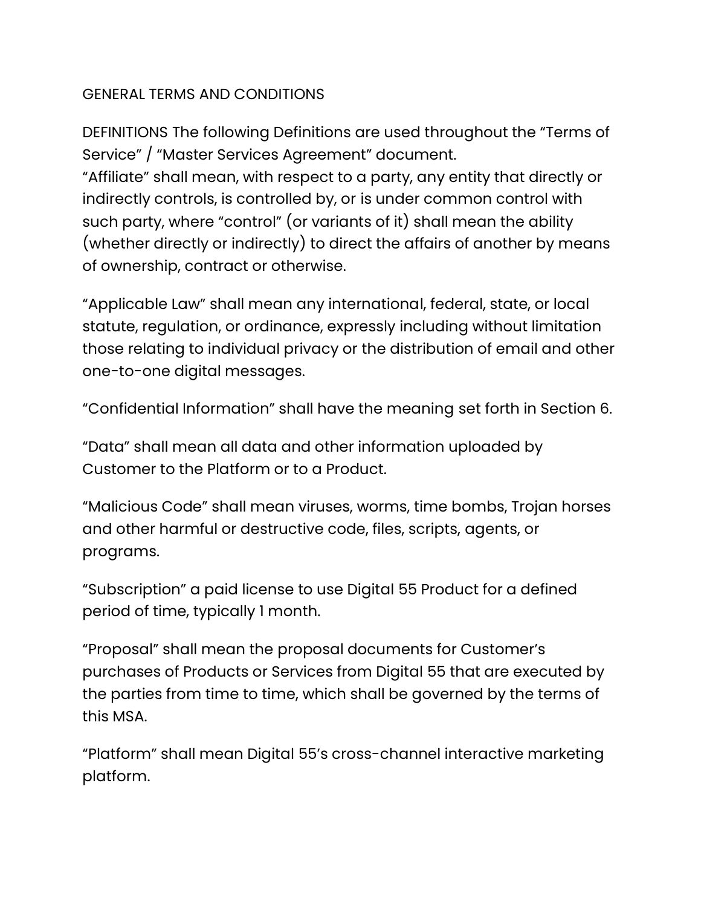# GENERAL TERMS AND CONDITIONS

DEFINITIONS The following Definitions are used throughout the “Terms of Service” / “Master Services Agreement” document.
“Affiliate” shall mean, with respect to a party, any entity that directly or indirectly controls, is controlled by, or is under common control with such party, where “control” (or variants of it) shall mean the ability (whether directly or indirectly) to direct the affairs of another by means of ownership, contract or otherwise.

“Applicable Law” shall mean any international, federal, state, or local statute, regulation, or ordinance, expressly including without limitation those relating to individual privacy or the distribution of email and other one-to-one digital messages.

“Confidential Information” shall have the meaning set forth in Section 6.

“Data” shall mean all data and other information uploaded by Customer to the Platform or to a Product.

“Malicious Code” shall mean viruses, worms, time bombs, Trojan horses and other harmful or destructive code, files, scripts, agents, or programs.

“Subscription” a paid license to use Digital 55 Product for a defined period of time, typically 1 month.

“Proposal” shall mean the proposal documents for Customer’s purchases of Products or Services from Digital 55 that are executed by the parties from time to time, which shall be governed by the terms of this MSA.

“Platform” shall mean Digital 55’s cross-channel interactive marketing platform.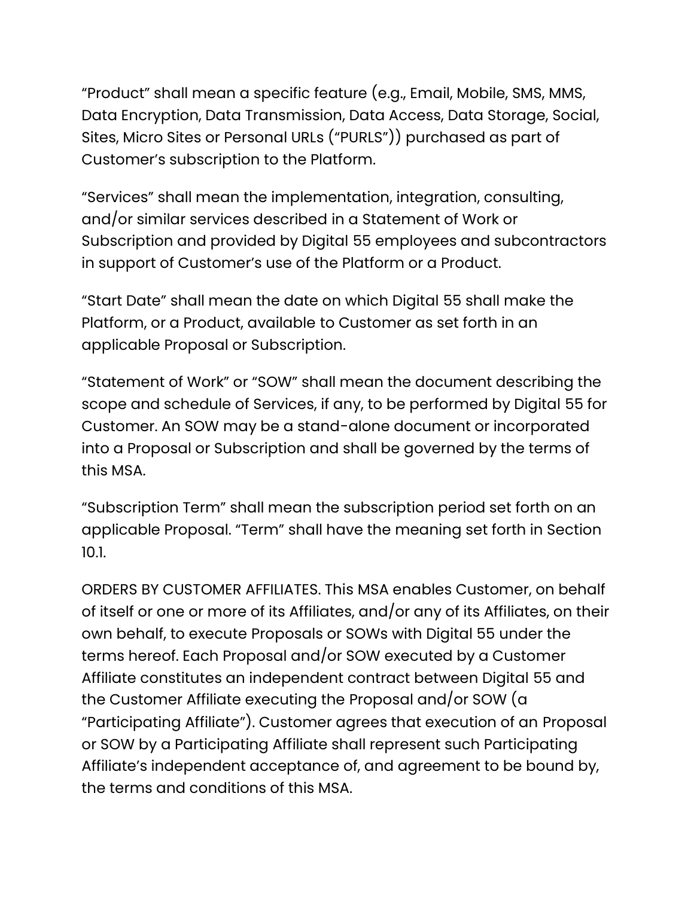"Product" shall mean a specific feature (e.g., Email, Mobile, SMS, MMS, Data Encryption, Data Transmission, Data Access, Data Storage, Social, Sites, Micro Sites or Personal URLs ("PURLS")) purchased as part of Customer's subscription to the Platform.

"Services" shall mean the implementation, integration, consulting, and/or similar services described in a Statement of Work or Subscription and provided by Digital 55 employees and subcontractors in support of Customer's use of the Platform or a Product.

"Start Date" shall mean the date on which Digital 55 shall make the Platform, or a Product, available to Customer as set forth in an applicable Proposal or Subscription.

"Statement of Work" or "SOW" shall mean the document describing the scope and schedule of Services, if any, to be performed by Digital 55 for Customer. An SOW may be a stand-alone document or incorporated into a Proposal or Subscription and shall be governed by the terms of this MSA.

"Subscription Term" shall mean the subscription period set forth on an applicable Proposal. "Term" shall have the meaning set forth in Section 10.1.

ORDERS BY CUSTOMER AFFILIATES. This MSA enables Customer, on behalf of itself or one or more of its Affiliates, and/or any of its Affiliates, on their own behalf, to execute Proposals or SOWs with Digital 55 under the terms hereof. Each Proposal and/or SOW executed by a Customer Affiliate constitutes an independent contract between Digital 55 and the Customer Affiliate executing the Proposal and/or SOW (a "Participating Affiliate"). Customer agrees that execution of an Proposal or SOW by a Participating Affiliate shall represent such Participating Affiliate's independent acceptance of, and agreement to be bound by, the terms and conditions of this MSA.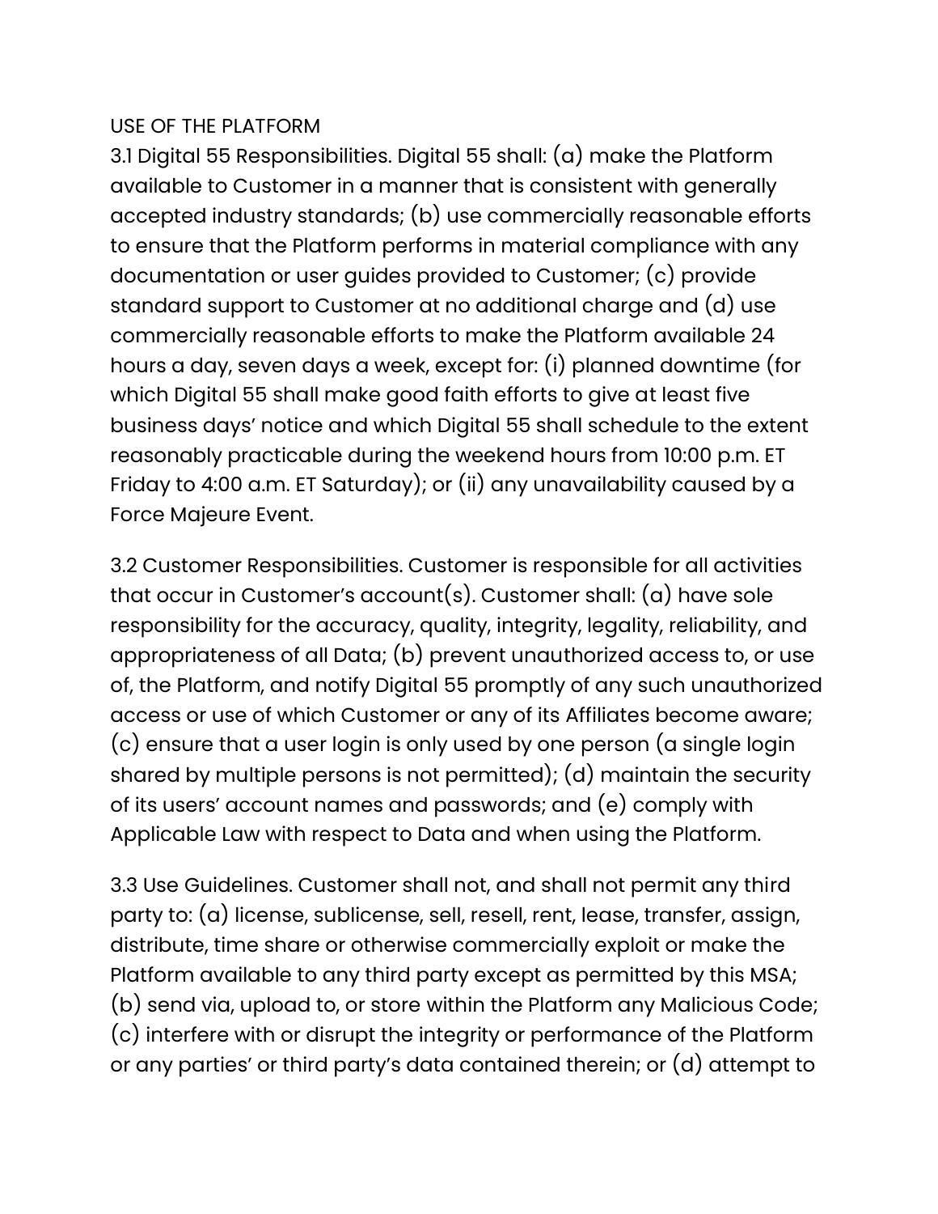## USE OF THE PLATFORM

3.1 Digital 55 Responsibilities. Digital 55 shall: (a) make the Platform available to Customer in a manner that is consistent with generally accepted industry standards; (b) use commercially reasonable efforts to ensure that the Platform performs in material compliance with any documentation or user guides provided to Customer; (c) provide standard support to Customer at no additional charge and (d) use commercially reasonable efforts to make the Platform available 24 hours a day, seven days a week, except for: (i) planned downtime (for which Digital 55 shall make good faith efforts to give at least five business days' notice and which Digital 55 shall schedule to the extent reasonably practicable during the weekend hours from 10:00 p.m. ET Friday to 4:00 a.m. ET Saturday); or (ii) any unavailability caused by a Force Majeure Event.

3.2 Customer Responsibilities. Customer is responsible for all activities that occur in Customer's account(s). Customer shall: (a) have sole responsibility for the accuracy, quality, integrity, legality, reliability, and appropriateness of all Data; (b) prevent unauthorized access to, or use of, the Platform, and notify Digital 55 promptly of any such unauthorized access or use of which Customer or any of its Affiliates become aware; (c) ensure that a user login is only used by one person (a single login shared by multiple persons is not permitted); (d) maintain the security of its users' account names and passwords; and (e) comply with Applicable Law with respect to Data and when using the Platform.

3.3 Use Guidelines. Customer shall not, and shall not permit any third party to: (a) license, sublicense, sell, resell, rent, lease, transfer, assign, distribute, time share or otherwise commercially exploit or make the Platform available to any third party except as permitted by this MSA; (b) send via, upload to, or store within the Platform any Malicious Code; (c) interfere with or disrupt the integrity or performance of the Platform or any parties' or third party's data contained therein; or (d) attempt to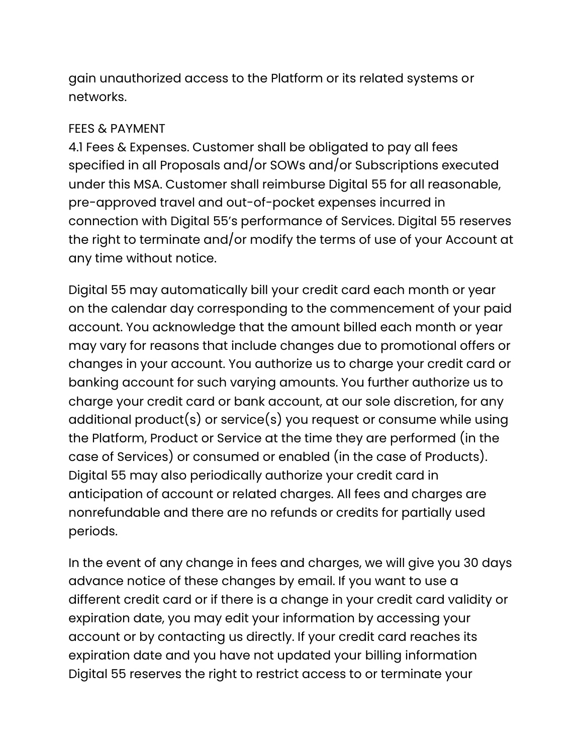gain unauthorized access to the Platform or its related systems or networks.

## FEES & PAYMENT

4.1 Fees & Expenses. Customer shall be obligated to pay all fees specified in all Proposals and/or SOWs and/or Subscriptions executed under this MSA. Customer shall reimburse Digital 55 for all reasonable, pre-approved travel and out-of-pocket expenses incurred in connection with Digital 55's performance of Services. Digital 55 reserves the right to terminate and/or modify the terms of use of your Account at any time without notice.

Digital 55 may automatically bill your credit card each month or year on the calendar day corresponding to the commencement of your paid account. You acknowledge that the amount billed each month or year may vary for reasons that include changes due to promotional offers or changes in your account. You authorize us to charge your credit card or banking account for such varying amounts. You further authorize us to charge your credit card or bank account, at our sole discretion, for any additional product(s) or service(s) you request or consume while using the Platform, Product or Service at the time they are performed (in the case of Services) or consumed or enabled (in the case of Products). Digital 55 may also periodically authorize your credit card in anticipation of account or related charges. All fees and charges are nonrefundable and there are no refunds or credits for partially used periods.

In the event of any change in fees and charges, we will give you 30 days advance notice of these changes by email. If you want to use a different credit card or if there is a change in your credit card validity or expiration date, you may edit your information by accessing your account or by contacting us directly. If your credit card reaches its expiration date and you have not updated your billing information Digital 55 reserves the right to restrict access to or terminate your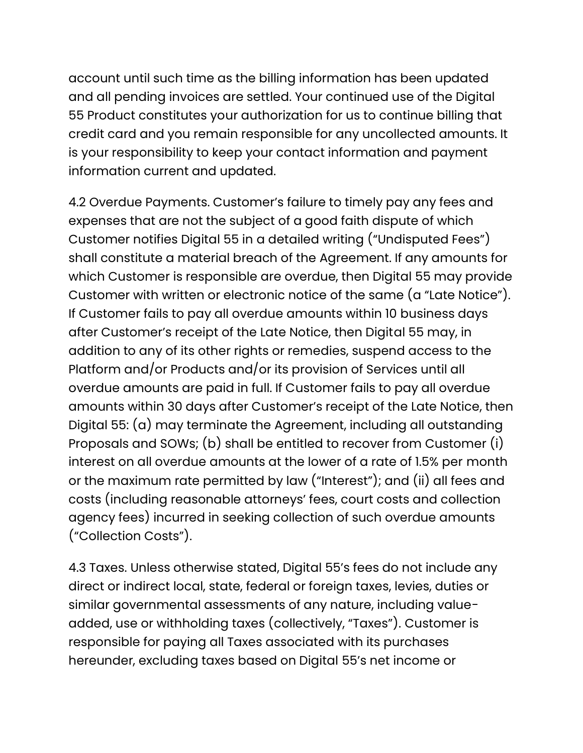account until such time as the billing information has been updated and all pending invoices are settled. Your continued use of the Digital 55 Product constitutes your authorization for us to continue billing that credit card and you remain responsible for any uncollected amounts. It is your responsibility to keep your contact information and payment information current and updated.

4.2 Overdue Payments. Customer's failure to timely pay any fees and expenses that are not the subject of a good faith dispute of which Customer notifies Digital 55 in a detailed writing ("Undisputed Fees") shall constitute a material breach of the Agreement. If any amounts for which Customer is responsible are overdue, then Digital 55 may provide Customer with written or electronic notice of the same (a "Late Notice"). If Customer fails to pay all overdue amounts within 10 business days after Customer's receipt of the Late Notice, then Digital 55 may, in addition to any of its other rights or remedies, suspend access to the Platform and/or Products and/or its provision of Services until all overdue amounts are paid in full. If Customer fails to pay all overdue amounts within 30 days after Customer's receipt of the Late Notice, then Digital 55: (a) may terminate the Agreement, including all outstanding Proposals and SOWs; (b) shall be entitled to recover from Customer (i) interest on all overdue amounts at the lower of a rate of 1.5% per month or the maximum rate permitted by law ("Interest"); and (ii) all fees and costs (including reasonable attorneys' fees, court costs and collection agency fees) incurred in seeking collection of such overdue amounts ("Collection Costs").

4.3 Taxes. Unless otherwise stated, Digital 55's fees do not include any direct or indirect local, state, federal or foreign taxes, levies, duties or similar governmental assessments of any nature, including value-added, use or withholding taxes (collectively, "Taxes"). Customer is responsible for paying all Taxes associated with its purchases hereunder, excluding taxes based on Digital 55's net income or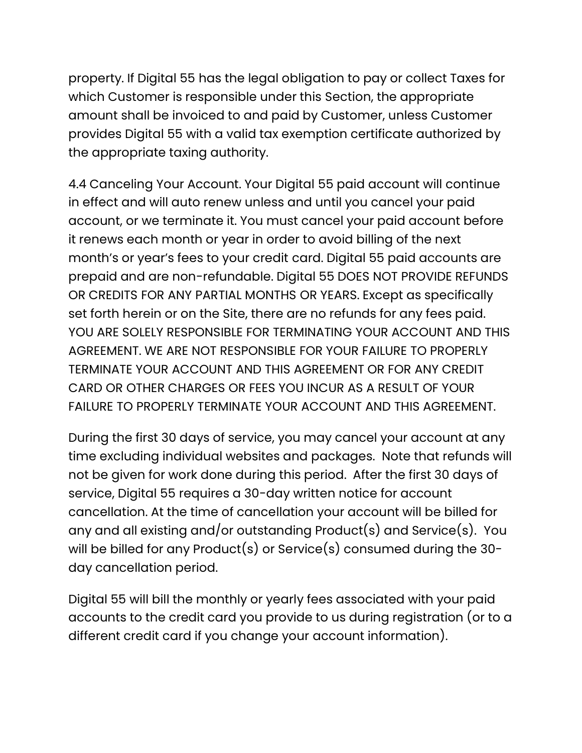property. If Digital 55 has the legal obligation to pay or collect Taxes for which Customer is responsible under this Section, the appropriate amount shall be invoiced to and paid by Customer, unless Customer provides Digital 55 with a valid tax exemption certificate authorized by the appropriate taxing authority.

4.4 Canceling Your Account. Your Digital 55 paid account will continue in effect and will auto renew unless and until you cancel your paid account, or we terminate it. You must cancel your paid account before it renews each month or year in order to avoid billing of the next month's or year's fees to your credit card. Digital 55 paid accounts are prepaid and are non-refundable. Digital 55 DOES NOT PROVIDE REFUNDS OR CREDITS FOR ANY PARTIAL MONTHS OR YEARS. Except as specifically set forth herein or on the Site, there are no refunds for any fees paid. YOU ARE SOLELY RESPONSIBLE FOR TERMINATING YOUR ACCOUNT AND THIS AGREEMENT. WE ARE NOT RESPONSIBLE FOR YOUR FAILURE TO PROPERLY TERMINATE YOUR ACCOUNT AND THIS AGREEMENT OR FOR ANY CREDIT CARD OR OTHER CHARGES OR FEES YOU INCUR AS A RESULT OF YOUR FAILURE TO PROPERLY TERMINATE YOUR ACCOUNT AND THIS AGREEMENT.

During the first 30 days of service, you may cancel your account at any time excluding individual websites and packages. Note that refunds will not be given for work done during this period. After the first 30 days of service, Digital 55 requires a 30-day written notice for account cancellation. At the time of cancellation your account will be billed for any and all existing and/or outstanding Product(s) and Service(s). You will be billed for any Product(s) or Service(s) consumed during the 30-day cancellation period.

Digital 55 will bill the monthly or yearly fees associated with your paid accounts to the credit card you provide to us during registration (or to a different credit card if you change your account information).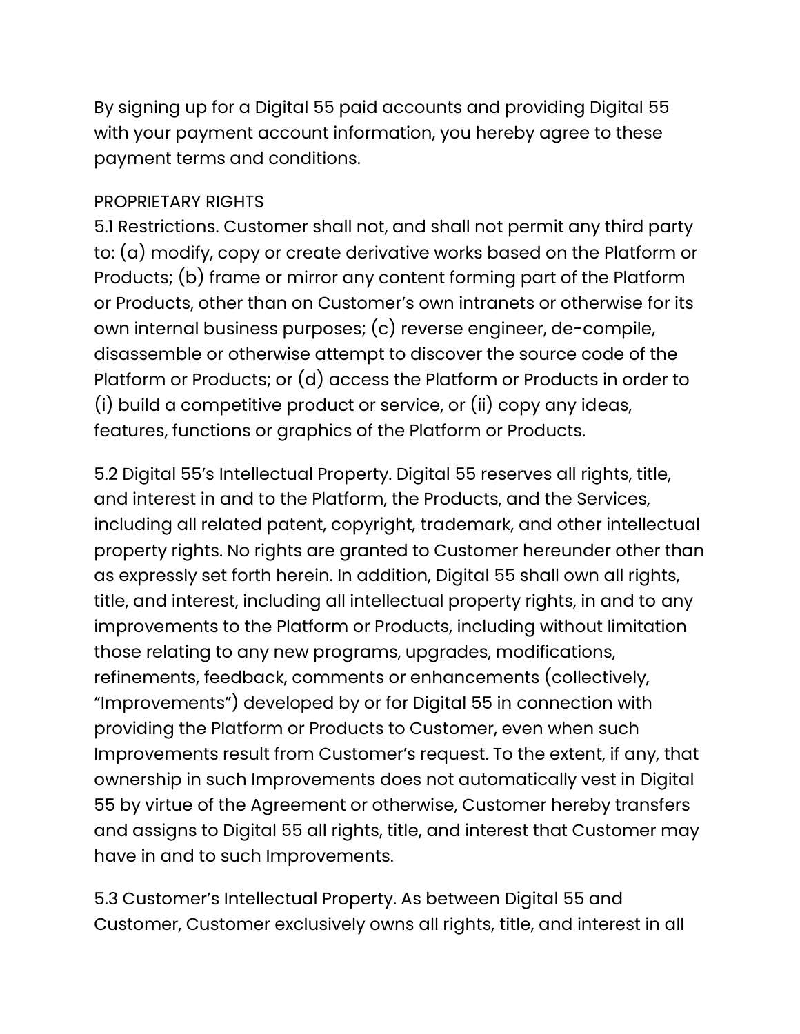By signing up for a Digital 55 paid accounts and providing Digital 55 with your payment account information, you hereby agree to these payment terms and conditions.

PROPRIETARY RIGHTS

5.1 Restrictions. Customer shall not, and shall not permit any third party to: (a) modify, copy or create derivative works based on the Platform or Products; (b) frame or mirror any content forming part of the Platform or Products, other than on Customer's own intranets or otherwise for its own internal business purposes; (c) reverse engineer, de-compile, disassemble or otherwise attempt to discover the source code of the Platform or Products; or (d) access the Platform or Products in order to (i) build a competitive product or service, or (ii) copy any ideas, features, functions or graphics of the Platform or Products.

5.2 Digital 55's Intellectual Property. Digital 55 reserves all rights, title, and interest in and to the Platform, the Products, and the Services, including all related patent, copyright, trademark, and other intellectual property rights. No rights are granted to Customer hereunder other than as expressly set forth herein. In addition, Digital 55 shall own all rights, title, and interest, including all intellectual property rights, in and to any improvements to the Platform or Products, including without limitation those relating to any new programs, upgrades, modifications, refinements, feedback, comments or enhancements (collectively, "Improvements") developed by or for Digital 55 in connection with providing the Platform or Products to Customer, even when such Improvements result from Customer's request. To the extent, if any, that ownership in such Improvements does not automatically vest in Digital 55 by virtue of the Agreement or otherwise, Customer hereby transfers and assigns to Digital 55 all rights, title, and interest that Customer may have in and to such Improvements.

5.3 Customer's Intellectual Property. As between Digital 55 and Customer, Customer exclusively owns all rights, title, and interest in all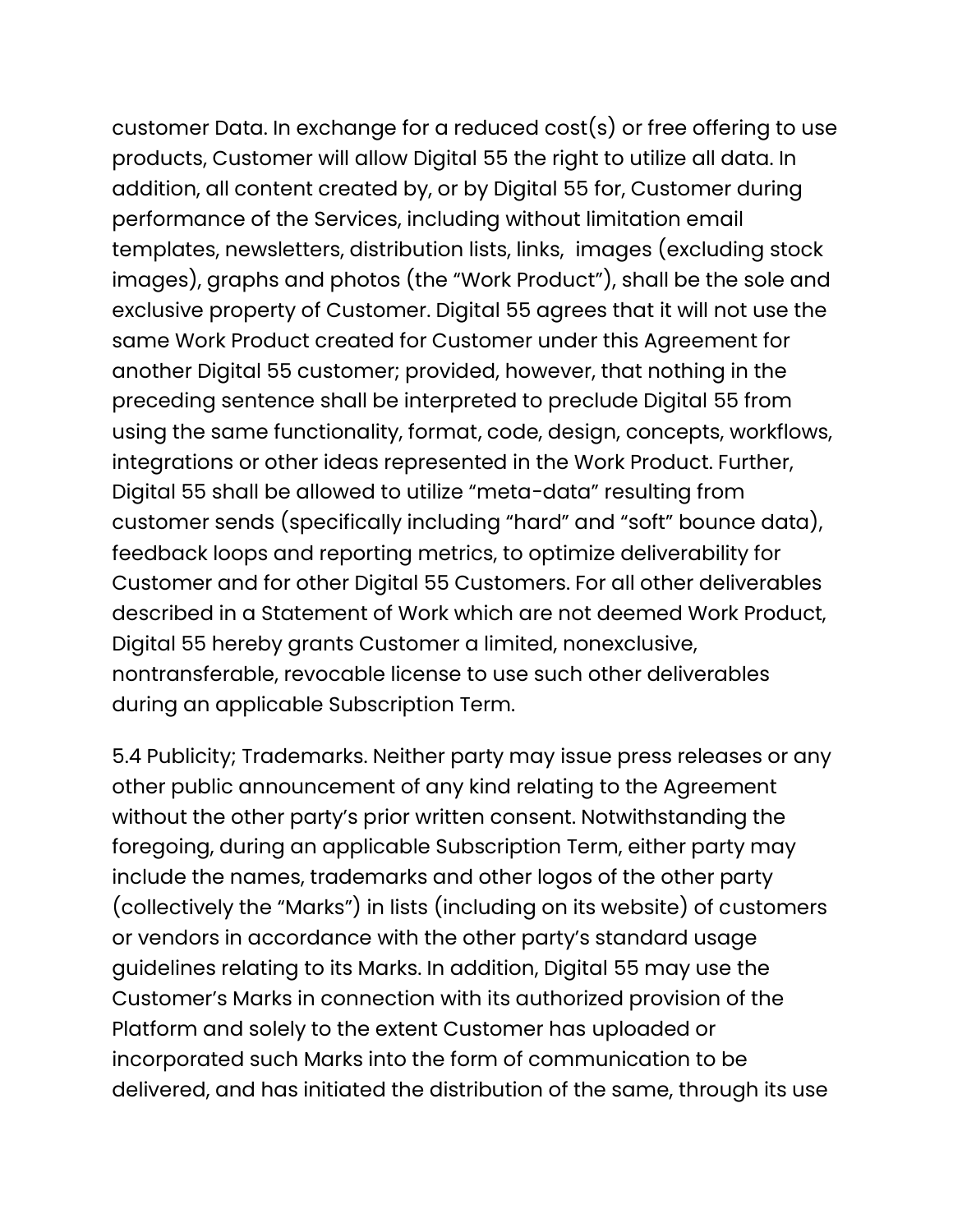customer Data. In exchange for a reduced cost(s) or free offering to use products, Customer will allow Digital 55 the right to utilize all data. In addition, all content created by, or by Digital 55 for, Customer during performance of the Services, including without limitation email templates, newsletters, distribution lists, links,  images (excluding stock images), graphs and photos (the "Work Product"), shall be the sole and exclusive property of Customer. Digital 55 agrees that it will not use the same Work Product created for Customer under this Agreement for another Digital 55 customer; provided, however, that nothing in the preceding sentence shall be interpreted to preclude Digital 55 from using the same functionality, format, code, design, concepts, workflows, integrations or other ideas represented in the Work Product. Further, Digital 55 shall be allowed to utilize "meta-data" resulting from customer sends (specifically including "hard" and "soft" bounce data), feedback loops and reporting metrics, to optimize deliverability for Customer and for other Digital 55 Customers. For all other deliverables described in a Statement of Work which are not deemed Work Product, Digital 55 hereby grants Customer a limited, nonexclusive, nontransferable, revocable license to use such other deliverables during an applicable Subscription Term.

5.4 Publicity; Trademarks. Neither party may issue press releases or any other public announcement of any kind relating to the Agreement without the other party's prior written consent. Notwithstanding the foregoing, during an applicable Subscription Term, either party may include the names, trademarks and other logos of the other party (collectively the "Marks") in lists (including on its website) of customers or vendors in accordance with the other party's standard usage guidelines relating to its Marks. In addition, Digital 55 may use the Customer's Marks in connection with its authorized provision of the Platform and solely to the extent Customer has uploaded or incorporated such Marks into the form of communication to be delivered, and has initiated the distribution of the same, through its use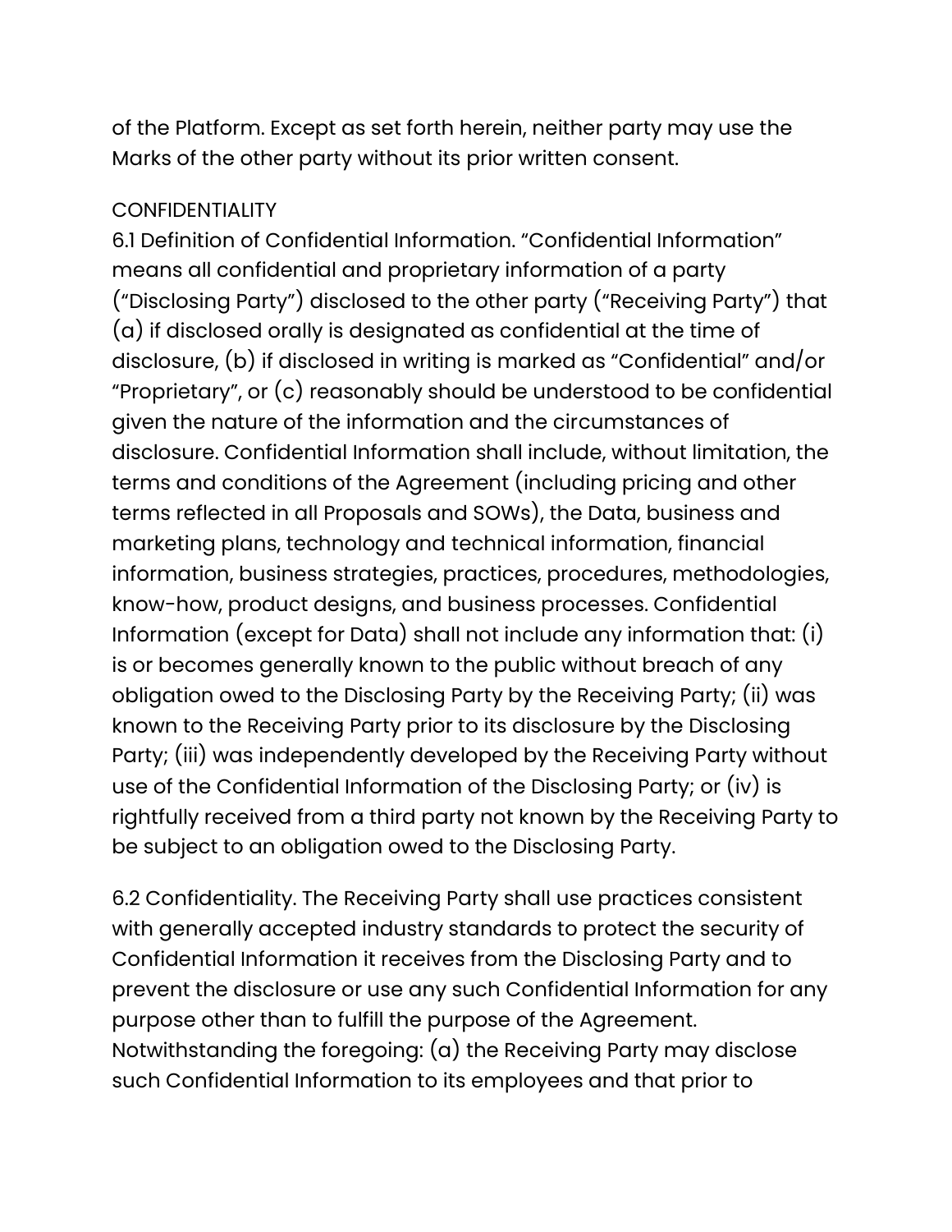of the Platform. Except as set forth herein, neither party may use the Marks of the other party without its prior written consent.

CONFIDENTIALITY

6.1 Definition of Confidential Information. “Confidential Information” means all confidential and proprietary information of a party (“Disclosing Party”) disclosed to the other party (“Receiving Party”) that (a) if disclosed orally is designated as confidential at the time of disclosure, (b) if disclosed in writing is marked as “Confidential” and/or “Proprietary”, or (c) reasonably should be understood to be confidential given the nature of the information and the circumstances of disclosure. Confidential Information shall include, without limitation, the terms and conditions of the Agreement (including pricing and other terms reflected in all Proposals and SOWs), the Data, business and marketing plans, technology and technical information, financial information, business strategies, practices, procedures, methodologies, know-how, product designs, and business processes. Confidential Information (except for Data) shall not include any information that: (i) is or becomes generally known to the public without breach of any obligation owed to the Disclosing Party by the Receiving Party; (ii) was known to the Receiving Party prior to its disclosure by the Disclosing Party; (iii) was independently developed by the Receiving Party without use of the Confidential Information of the Disclosing Party; or (iv) is rightfully received from a third party not known by the Receiving Party to be subject to an obligation owed to the Disclosing Party.

6.2 Confidentiality. The Receiving Party shall use practices consistent with generally accepted industry standards to protect the security of Confidential Information it receives from the Disclosing Party and to prevent the disclosure or use any such Confidential Information for any purpose other than to fulfill the purpose of the Agreement. Notwithstanding the foregoing: (a) the Receiving Party may disclose such Confidential Information to its employees and that prior to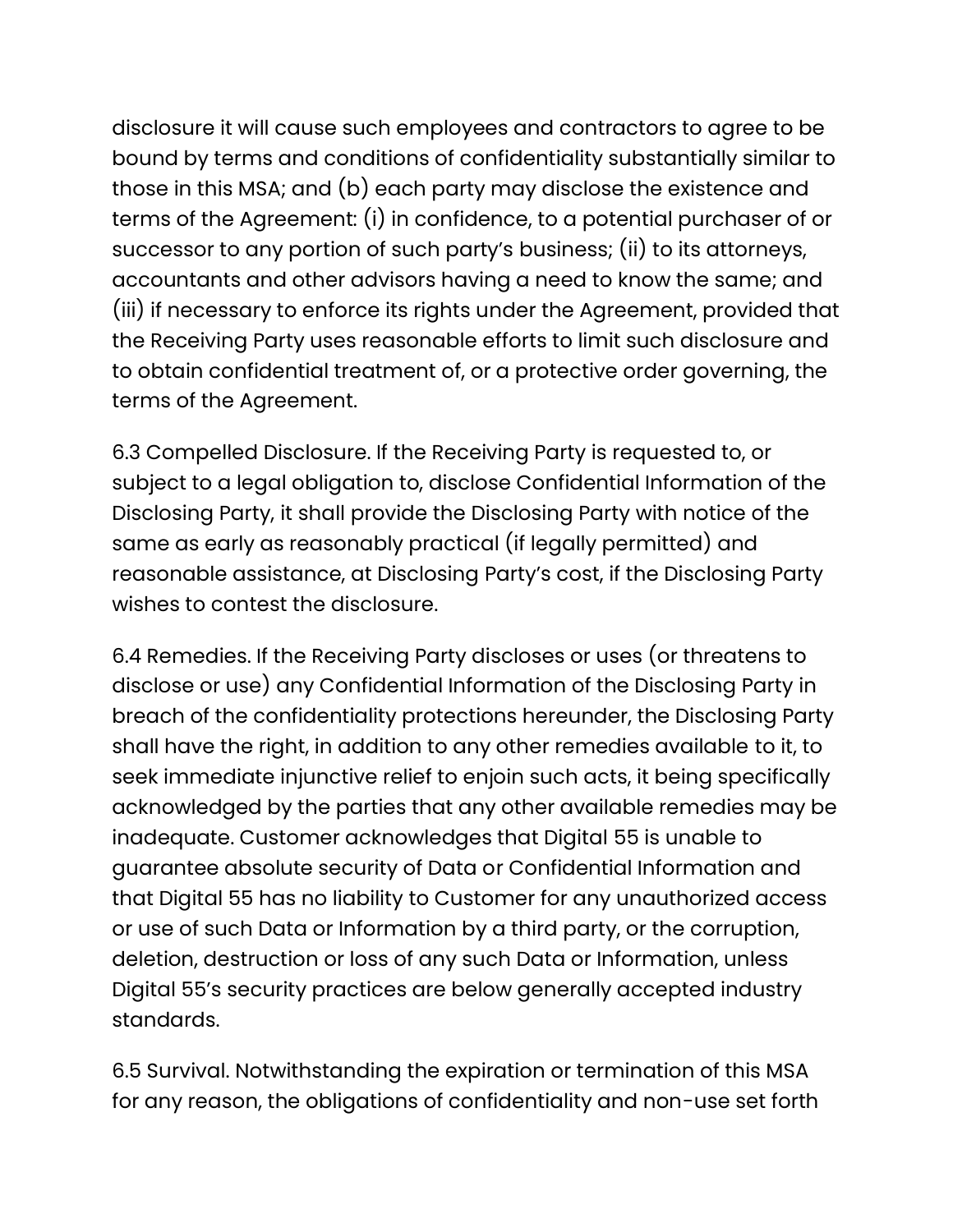disclosure it will cause such employees and contractors to agree to be bound by terms and conditions of confidentiality substantially similar to those in this MSA; and (b) each party may disclose the existence and terms of the Agreement: (i) in confidence, to a potential purchaser of or successor to any portion of such party's business; (ii) to its attorneys, accountants and other advisors having a need to know the same; and (iii) if necessary to enforce its rights under the Agreement, provided that the Receiving Party uses reasonable efforts to limit such disclosure and to obtain confidential treatment of, or a protective order governing, the terms of the Agreement.

6.3 Compelled Disclosure. If the Receiving Party is requested to, or subject to a legal obligation to, disclose Confidential Information of the Disclosing Party, it shall provide the Disclosing Party with notice of the same as early as reasonably practical (if legally permitted) and reasonable assistance, at Disclosing Party's cost, if the Disclosing Party wishes to contest the disclosure.

6.4 Remedies. If the Receiving Party discloses or uses (or threatens to disclose or use) any Confidential Information of the Disclosing Party in breach of the confidentiality protections hereunder, the Disclosing Party shall have the right, in addition to any other remedies available to it, to seek immediate injunctive relief to enjoin such acts, it being specifically acknowledged by the parties that any other available remedies may be inadequate. Customer acknowledges that Digital 55 is unable to guarantee absolute security of Data or Confidential Information and that Digital 55 has no liability to Customer for any unauthorized access or use of such Data or Information by a third party, or the corruption, deletion, destruction or loss of any such Data or Information, unless Digital 55's security practices are below generally accepted industry standards.

6.5 Survival. Notwithstanding the expiration or termination of this MSA for any reason, the obligations of confidentiality and non-use set forth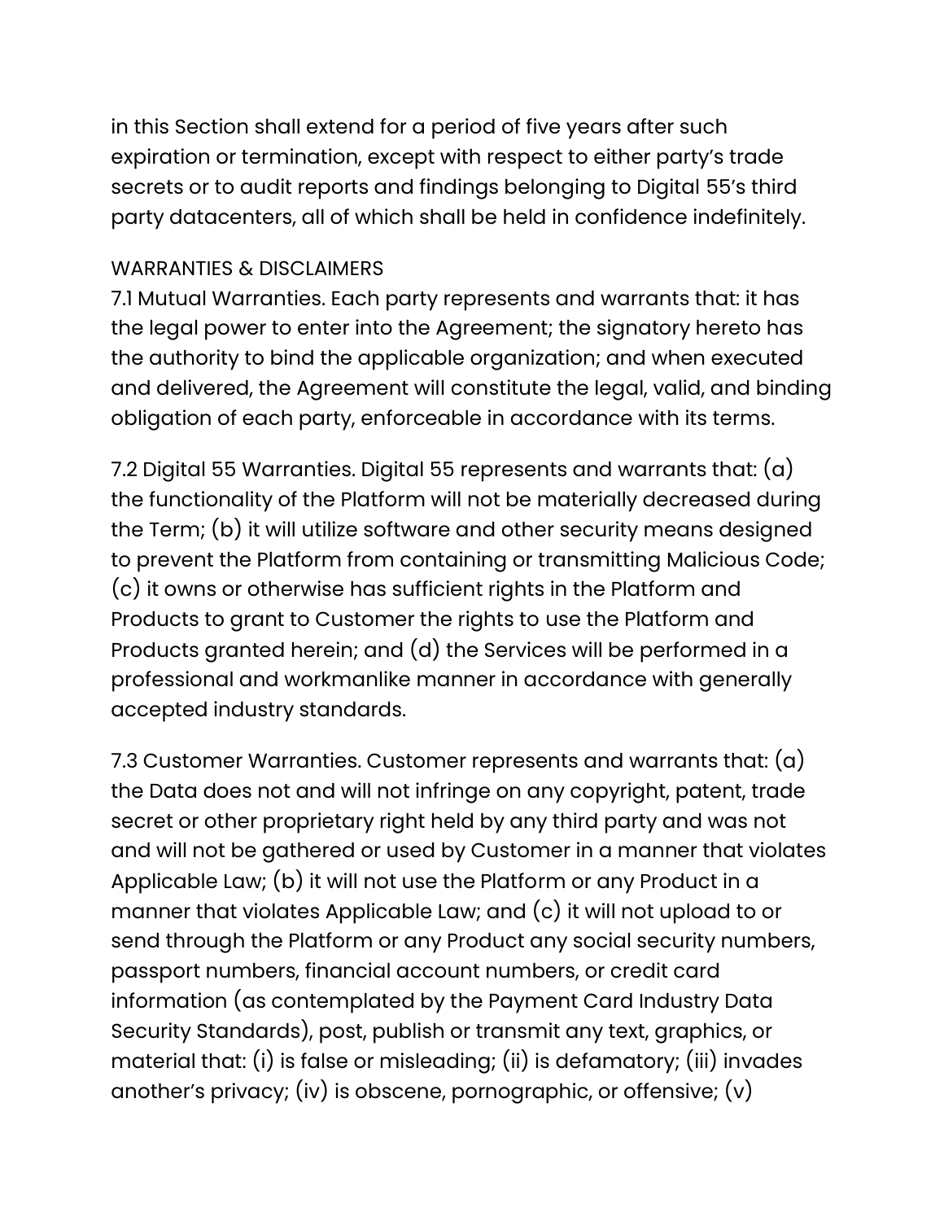in this Section shall extend for a period of five years after such expiration or termination, except with respect to either party's trade secrets or to audit reports and findings belonging to Digital 55's third party datacenters, all of which shall be held in confidence indefinitely.

WARRANTIES & DISCLAIMERS

7.1 Mutual Warranties. Each party represents and warrants that: it has the legal power to enter into the Agreement; the signatory hereto has the authority to bind the applicable organization; and when executed and delivered, the Agreement will constitute the legal, valid, and binding obligation of each party, enforceable in accordance with its terms.

7.2 Digital 55 Warranties. Digital 55 represents and warrants that: (a) the functionality of the Platform will not be materially decreased during the Term; (b) it will utilize software and other security means designed to prevent the Platform from containing or transmitting Malicious Code; (c) it owns or otherwise has sufficient rights in the Platform and Products to grant to Customer the rights to use the Platform and Products granted herein; and (d) the Services will be performed in a professional and workmanlike manner in accordance with generally accepted industry standards.

7.3 Customer Warranties. Customer represents and warrants that: (a) the Data does not and will not infringe on any copyright, patent, trade secret or other proprietary right held by any third party and was not and will not be gathered or used by Customer in a manner that violates Applicable Law; (b) it will not use the Platform or any Product in a manner that violates Applicable Law; and (c) it will not upload to or send through the Platform or any Product any social security numbers, passport numbers, financial account numbers, or credit card information (as contemplated by the Payment Card Industry Data Security Standards), post, publish or transmit any text, graphics, or material that: (i) is false or misleading; (ii) is defamatory; (iii) invades another's privacy; (iv) is obscene, pornographic, or offensive; (v)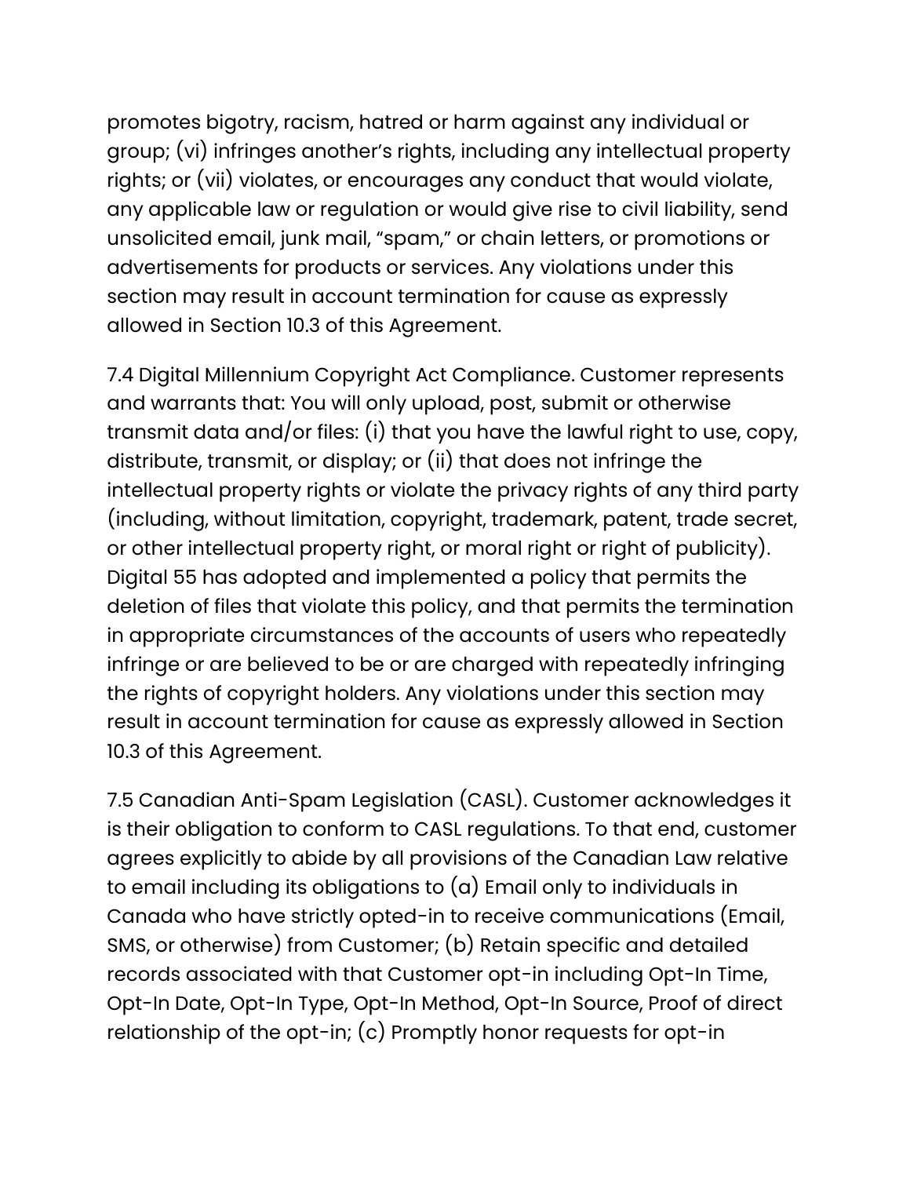promotes bigotry, racism, hatred or harm against any individual or group; (vi) infringes another's rights, including any intellectual property rights; or (vii) violates, or encourages any conduct that would violate, any applicable law or regulation or would give rise to civil liability, send unsolicited email, junk mail, "spam," or chain letters, or promotions or advertisements for products or services. Any violations under this section may result in account termination for cause as expressly allowed in Section 10.3 of this Agreement.

7.4 Digital Millennium Copyright Act Compliance. Customer represents and warrants that: You will only upload, post, submit or otherwise transmit data and/or files: (i) that you have the lawful right to use, copy, distribute, transmit, or display; or (ii) that does not infringe the intellectual property rights or violate the privacy rights of any third party (including, without limitation, copyright, trademark, patent, trade secret, or other intellectual property right, or moral right or right of publicity). Digital 55 has adopted and implemented a policy that permits the deletion of files that violate this policy, and that permits the termination in appropriate circumstances of the accounts of users who repeatedly infringe or are believed to be or are charged with repeatedly infringing the rights of copyright holders. Any violations under this section may result in account termination for cause as expressly allowed in Section 10.3 of this Agreement.

7.5 Canadian Anti-Spam Legislation (CASL). Customer acknowledges it is their obligation to conform to CASL regulations. To that end, customer agrees explicitly to abide by all provisions of the Canadian Law relative to email including its obligations to (a) Email only to individuals in Canada who have strictly opted-in to receive communications (Email, SMS, or otherwise) from Customer; (b) Retain specific and detailed records associated with that Customer opt-in including Opt-In Time, Opt-In Date, Opt-In Type, Opt-In Method, Opt-In Source, Proof of direct relationship of the opt-in; (c) Promptly honor requests for opt-in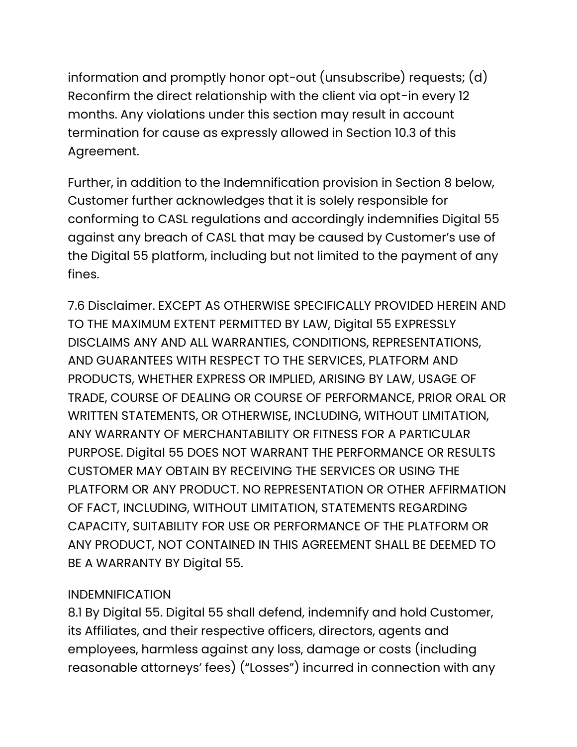information and promptly honor opt-out (unsubscribe) requests; (d) Reconfirm the direct relationship with the client via opt-in every 12 months. Any violations under this section may result in account termination for cause as expressly allowed in Section 10.3 of this Agreement.

Further, in addition to the Indemnification provision in Section 8 below, Customer further acknowledges that it is solely responsible for conforming to CASL regulations and accordingly indemnifies Digital 55 against any breach of CASL that may be caused by Customer's use of the Digital 55 platform, including but not limited to the payment of any fines.

7.6 Disclaimer. EXCEPT AS OTHERWISE SPECIFICALLY PROVIDED HEREIN AND TO THE MAXIMUM EXTENT PERMITTED BY LAW, Digital 55 EXPRESSLY DISCLAIMS ANY AND ALL WARRANTIES, CONDITIONS, REPRESENTATIONS, AND GUARANTEES WITH RESPECT TO THE SERVICES, PLATFORM AND PRODUCTS, WHETHER EXPRESS OR IMPLIED, ARISING BY LAW, USAGE OF TRADE, COURSE OF DEALING OR COURSE OF PERFORMANCE, PRIOR ORAL OR WRITTEN STATEMENTS, OR OTHERWISE, INCLUDING, WITHOUT LIMITATION, ANY WARRANTY OF MERCHANTABILITY OR FITNESS FOR A PARTICULAR PURPOSE. Digital 55 DOES NOT WARRANT THE PERFORMANCE OR RESULTS CUSTOMER MAY OBTAIN BY RECEIVING THE SERVICES OR USING THE PLATFORM OR ANY PRODUCT. NO REPRESENTATION OR OTHER AFFIRMATION OF FACT, INCLUDING, WITHOUT LIMITATION, STATEMENTS REGARDING CAPACITY, SUITABILITY FOR USE OR PERFORMANCE OF THE PLATFORM OR ANY PRODUCT, NOT CONTAINED IN THIS AGREEMENT SHALL BE DEEMED TO BE A WARRANTY BY Digital 55.

INDEMNIFICATION

8.1 By Digital 55. Digital 55 shall defend, indemnify and hold Customer, its Affiliates, and their respective officers, directors, agents and employees, harmless against any loss, damage or costs (including reasonable attorneys' fees) ("Losses") incurred in connection with any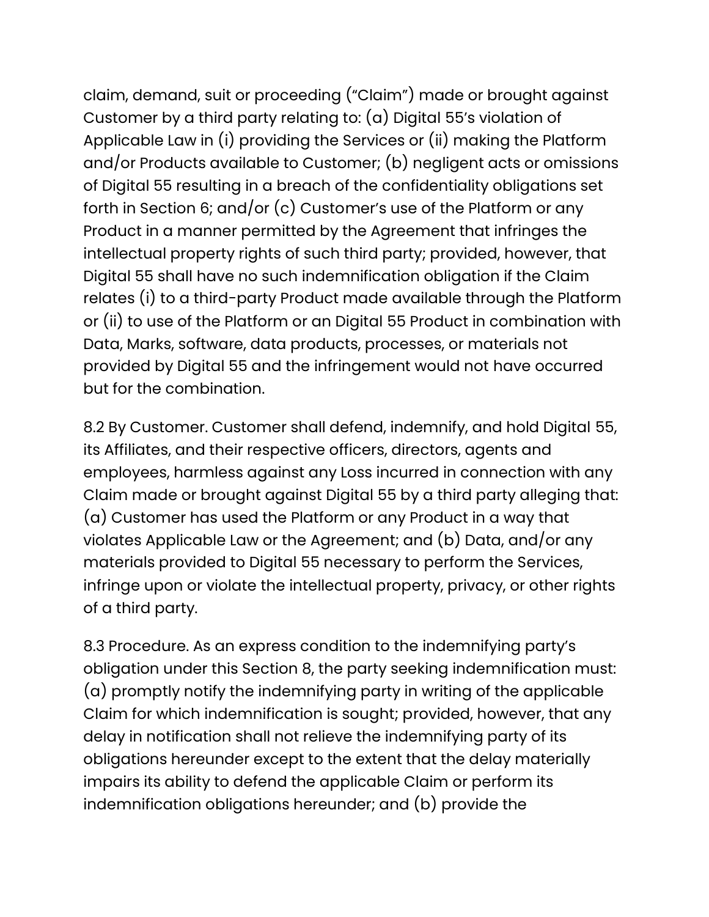claim, demand, suit or proceeding ("Claim") made or brought against Customer by a third party relating to: (a) Digital 55's violation of Applicable Law in (i) providing the Services or (ii) making the Platform and/or Products available to Customer; (b) negligent acts or omissions of Digital 55 resulting in a breach of the confidentiality obligations set forth in Section 6; and/or (c) Customer's use of the Platform or any Product in a manner permitted by the Agreement that infringes the intellectual property rights of such third party; provided, however, that Digital 55 shall have no such indemnification obligation if the Claim relates (i) to a third-party Product made available through the Platform or (ii) to use of the Platform or an Digital 55 Product in combination with Data, Marks, software, data products, processes, or materials not provided by Digital 55 and the infringement would not have occurred but for the combination.

8.2 By Customer. Customer shall defend, indemnify, and hold Digital 55, its Affiliates, and their respective officers, directors, agents and employees, harmless against any Loss incurred in connection with any Claim made or brought against Digital 55 by a third party alleging that: (a) Customer has used the Platform or any Product in a way that violates Applicable Law or the Agreement; and (b) Data, and/or any materials provided to Digital 55 necessary to perform the Services, infringe upon or violate the intellectual property, privacy, or other rights of a third party.

8.3 Procedure. As an express condition to the indemnifying party's obligation under this Section 8, the party seeking indemnification must: (a) promptly notify the indemnifying party in writing of the applicable Claim for which indemnification is sought; provided, however, that any delay in notification shall not relieve the indemnifying party of its obligations hereunder except to the extent that the delay materially impairs its ability to defend the applicable Claim or perform its indemnification obligations hereunder; and (b) provide the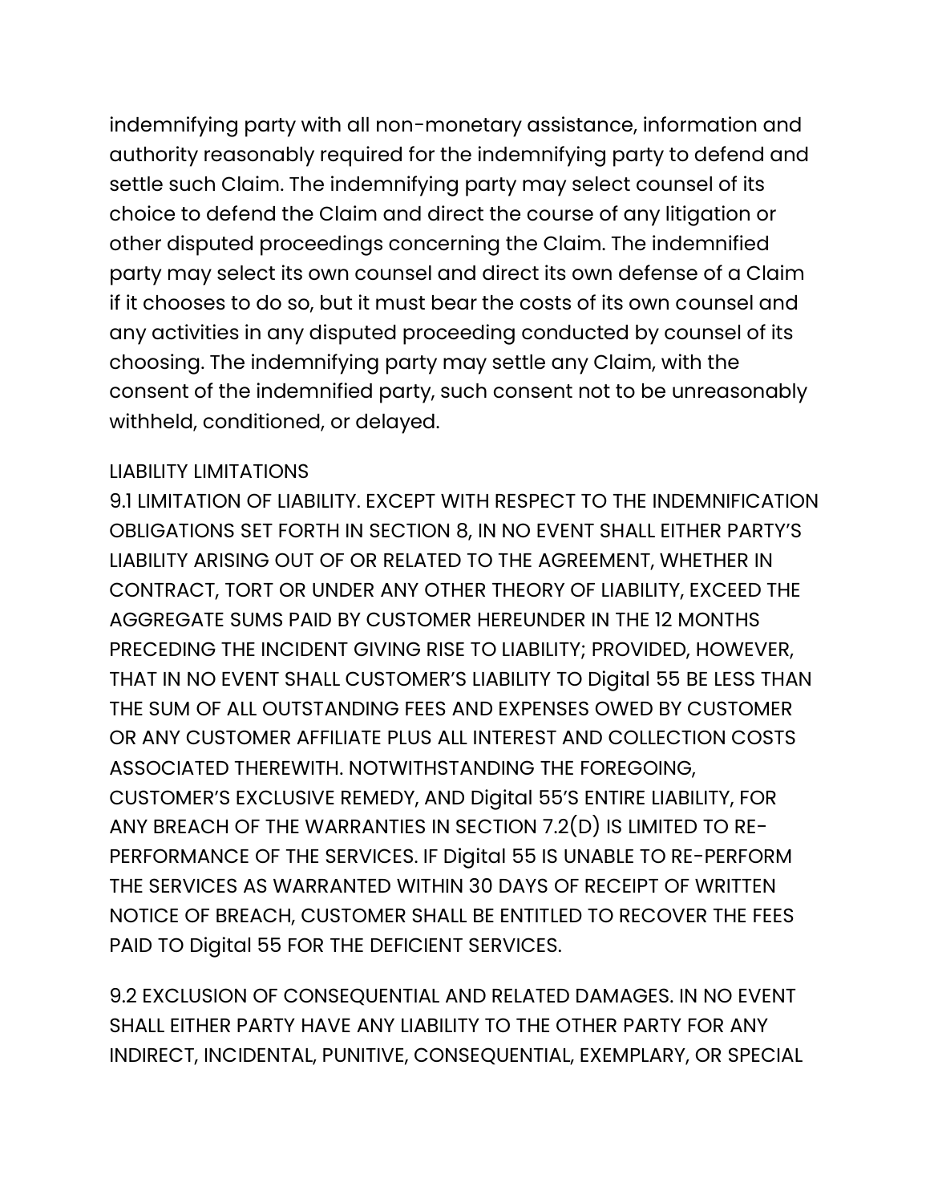indemnifying party with all non-monetary assistance, information and authority reasonably required for the indemnifying party to defend and settle such Claim. The indemnifying party may select counsel of its choice to defend the Claim and direct the course of any litigation or other disputed proceedings concerning the Claim. The indemnified party may select its own counsel and direct its own defense of a Claim if it chooses to do so, but it must bear the costs of its own counsel and any activities in any disputed proceeding conducted by counsel of its choosing. The indemnifying party may settle any Claim, with the consent of the indemnified party, such consent not to be unreasonably withheld, conditioned, or delayed.

LIABILITY LIMITATIONS

9.1 LIMITATION OF LIABILITY. EXCEPT WITH RESPECT TO THE INDEMNIFICATION OBLIGATIONS SET FORTH IN SECTION 8, IN NO EVENT SHALL EITHER PARTY'S LIABILITY ARISING OUT OF OR RELATED TO THE AGREEMENT, WHETHER IN CONTRACT, TORT OR UNDER ANY OTHER THEORY OF LIABILITY, EXCEED THE AGGREGATE SUMS PAID BY CUSTOMER HEREUNDER IN THE 12 MONTHS PRECEDING THE INCIDENT GIVING RISE TO LIABILITY; PROVIDED, HOWEVER, THAT IN NO EVENT SHALL CUSTOMER'S LIABILITY TO Digital 55 BE LESS THAN THE SUM OF ALL OUTSTANDING FEES AND EXPENSES OWED BY CUSTOMER OR ANY CUSTOMER AFFILIATE PLUS ALL INTEREST AND COLLECTION COSTS ASSOCIATED THEREWITH. NOTWITHSTANDING THE FOREGOING, CUSTOMER'S EXCLUSIVE REMEDY, AND Digital 55'S ENTIRE LIABILITY, FOR ANY BREACH OF THE WARRANTIES IN SECTION 7.2(D) IS LIMITED TO RE-PERFORMANCE OF THE SERVICES. IF Digital 55 IS UNABLE TO RE-PERFORM THE SERVICES AS WARRANTED WITHIN 30 DAYS OF RECEIPT OF WRITTEN NOTICE OF BREACH, CUSTOMER SHALL BE ENTITLED TO RECOVER THE FEES PAID TO Digital 55 FOR THE DEFICIENT SERVICES.

9.2 EXCLUSION OF CONSEQUENTIAL AND RELATED DAMAGES. IN NO EVENT SHALL EITHER PARTY HAVE ANY LIABILITY TO THE OTHER PARTY FOR ANY INDIRECT, INCIDENTAL, PUNITIVE, CONSEQUENTIAL, EXEMPLARY, OR SPECIAL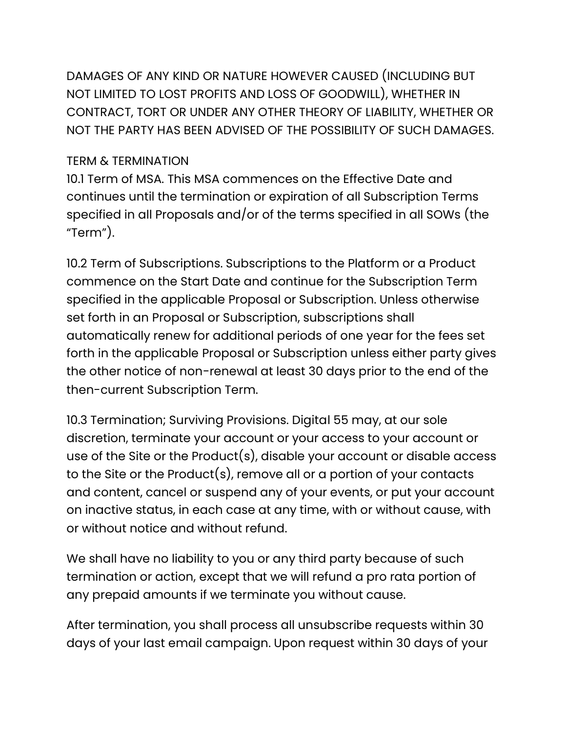DAMAGES OF ANY KIND OR NATURE HOWEVER CAUSED (INCLUDING BUT NOT LIMITED TO LOST PROFITS AND LOSS OF GOODWILL), WHETHER IN CONTRACT, TORT OR UNDER ANY OTHER THEORY OF LIABILITY, WHETHER OR NOT THE PARTY HAS BEEN ADVISED OF THE POSSIBILITY OF SUCH DAMAGES.

## TERM & TERMINATION

10.1 Term of MSA. This MSA commences on the Effective Date and continues until the termination or expiration of all Subscription Terms specified in all Proposals and/or of the terms specified in all SOWs (the "Term").

10.2 Term of Subscriptions. Subscriptions to the Platform or a Product commence on the Start Date and continue for the Subscription Term specified in the applicable Proposal or Subscription. Unless otherwise set forth in an Proposal or Subscription, subscriptions shall automatically renew for additional periods of one year for the fees set forth in the applicable Proposal or Subscription unless either party gives the other notice of non-renewal at least 30 days prior to the end of the then-current Subscription Term.

10.3 Termination; Surviving Provisions. Digital 55 may, at our sole discretion, terminate your account or your access to your account or use of the Site or the Product(s), disable your account or disable access to the Site or the Product(s), remove all or a portion of your contacts and content, cancel or suspend any of your events, or put your account on inactive status, in each case at any time, with or without cause, with or without notice and without refund.

We shall have no liability to you or any third party because of such termination or action, except that we will refund a pro rata portion of any prepaid amounts if we terminate you without cause.

After termination, you shall process all unsubscribe requests within 30 days of your last email campaign. Upon request within 30 days of your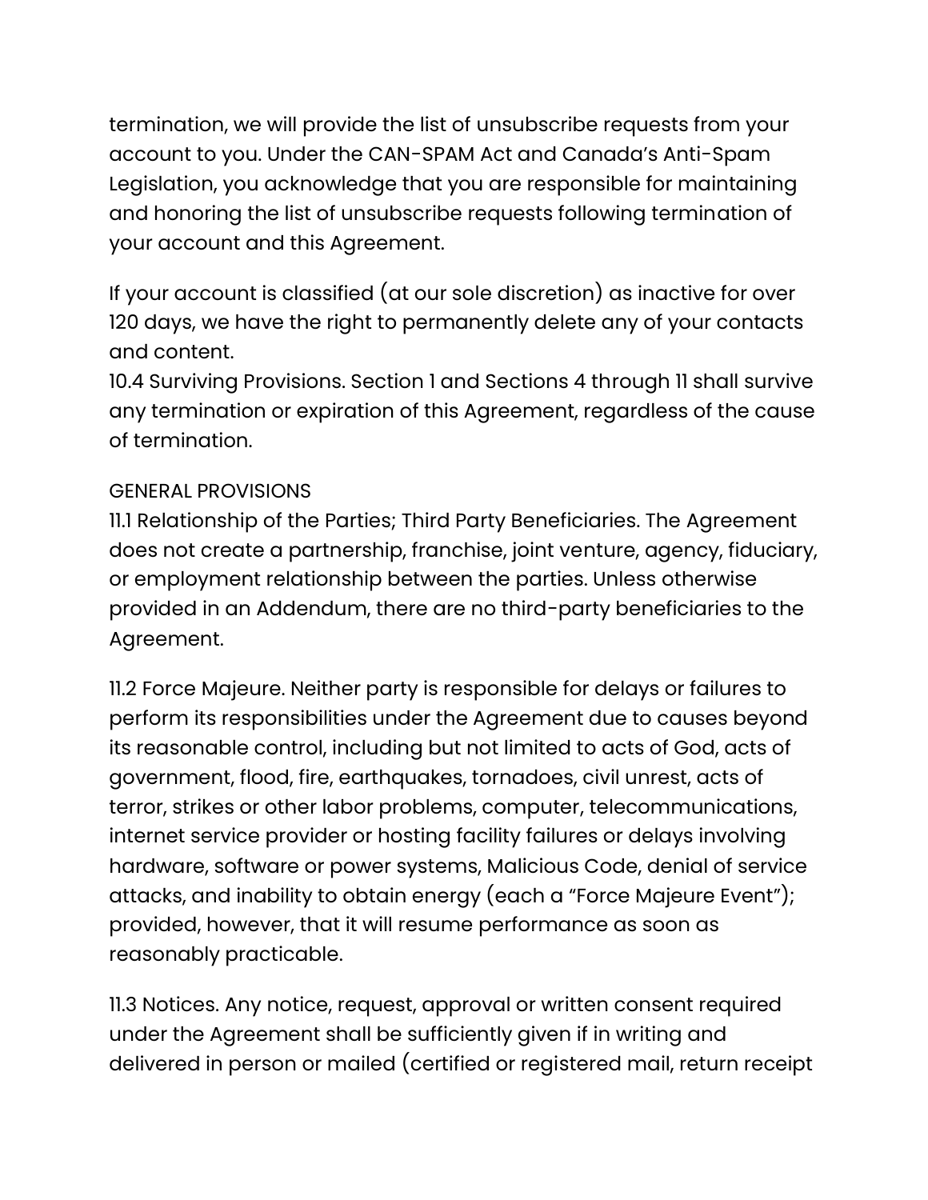termination, we will provide the list of unsubscribe requests from your account to you. Under the CAN-SPAM Act and Canada's Anti-Spam Legislation, you acknowledge that you are responsible for maintaining and honoring the list of unsubscribe requests following termination of your account and this Agreement.

If your account is classified (at our sole discretion) as inactive for over 120 days, we have the right to permanently delete any of your contacts and content.

10.4 Surviving Provisions. Section 1 and Sections 4 through 11 shall survive any termination or expiration of this Agreement, regardless of the cause of termination.

GENERAL PROVISIONS

11.1 Relationship of the Parties; Third Party Beneficiaries. The Agreement does not create a partnership, franchise, joint venture, agency, fiduciary, or employment relationship between the parties. Unless otherwise provided in an Addendum, there are no third-party beneficiaries to the Agreement.

11.2 Force Majeure. Neither party is responsible for delays or failures to perform its responsibilities under the Agreement due to causes beyond its reasonable control, including but not limited to acts of God, acts of government, flood, fire, earthquakes, tornadoes, civil unrest, acts of terror, strikes or other labor problems, computer, telecommunications, internet service provider or hosting facility failures or delays involving hardware, software or power systems, Malicious Code, denial of service attacks, and inability to obtain energy (each a "Force Majeure Event"); provided, however, that it will resume performance as soon as reasonably practicable.

11.3 Notices. Any notice, request, approval or written consent required under the Agreement shall be sufficiently given if in writing and delivered in person or mailed (certified or registered mail, return receipt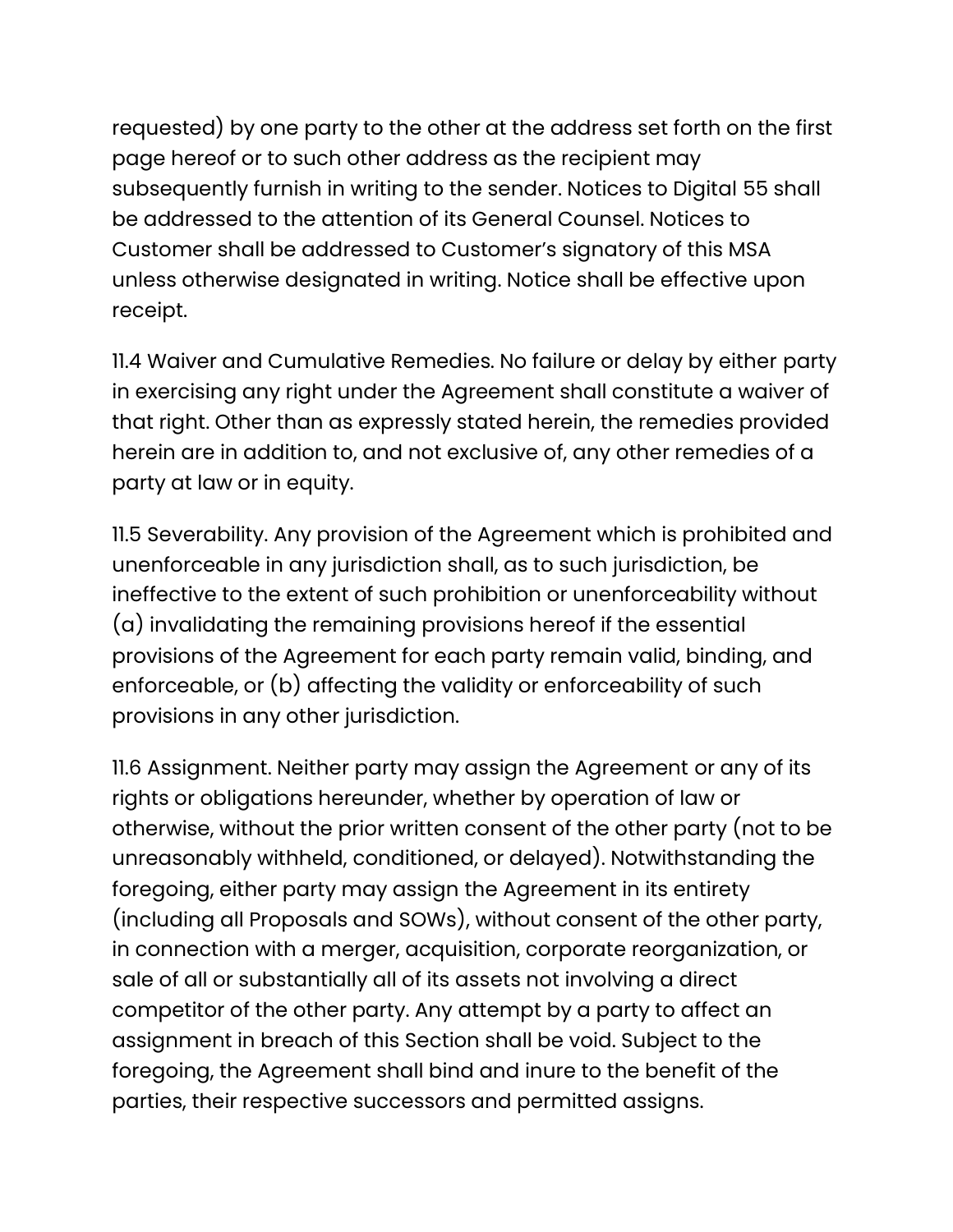requested) by one party to the other at the address set forth on the first page hereof or to such other address as the recipient may subsequently furnish in writing to the sender. Notices to Digital 55 shall be addressed to the attention of its General Counsel. Notices to Customer shall be addressed to Customer's signatory of this MSA unless otherwise designated in writing. Notice shall be effective upon receipt.

11.4 Waiver and Cumulative Remedies. No failure or delay by either party in exercising any right under the Agreement shall constitute a waiver of that right. Other than as expressly stated herein, the remedies provided herein are in addition to, and not exclusive of, any other remedies of a party at law or in equity.

11.5 Severability. Any provision of the Agreement which is prohibited and unenforceable in any jurisdiction shall, as to such jurisdiction, be ineffective to the extent of such prohibition or unenforceability without (a) invalidating the remaining provisions hereof if the essential provisions of the Agreement for each party remain valid, binding, and enforceable, or (b) affecting the validity or enforceability of such provisions in any other jurisdiction.

11.6 Assignment. Neither party may assign the Agreement or any of its rights or obligations hereunder, whether by operation of law or otherwise, without the prior written consent of the other party (not to be unreasonably withheld, conditioned, or delayed). Notwithstanding the foregoing, either party may assign the Agreement in its entirety (including all Proposals and SOWs), without consent of the other party, in connection with a merger, acquisition, corporate reorganization, or sale of all or substantially all of its assets not involving a direct competitor of the other party. Any attempt by a party to affect an assignment in breach of this Section shall be void. Subject to the foregoing, the Agreement shall bind and inure to the benefit of the parties, their respective successors and permitted assigns.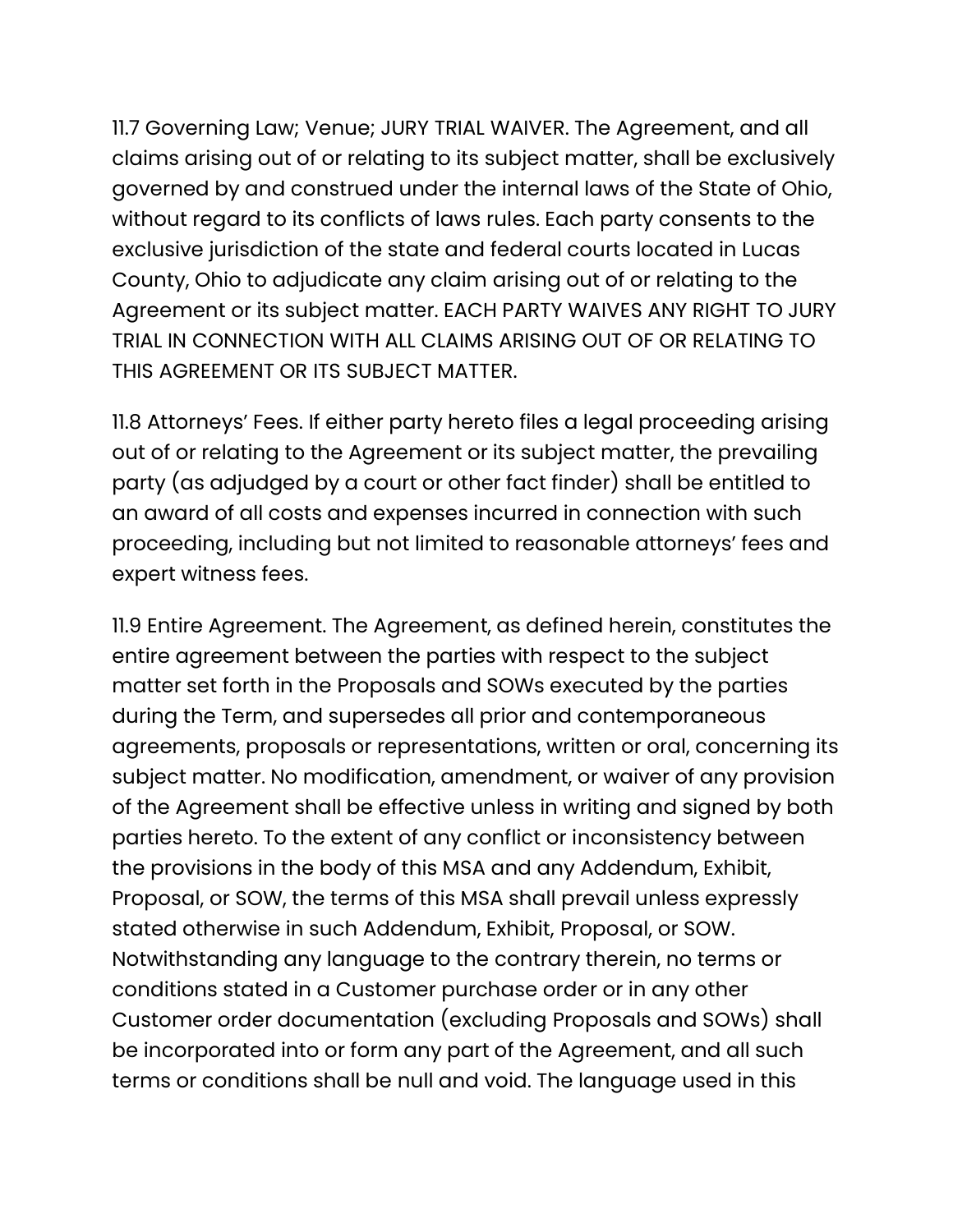11.7 Governing Law; Venue; JURY TRIAL WAIVER. The Agreement, and all claims arising out of or relating to its subject matter, shall be exclusively governed by and construed under the internal laws of the State of Ohio, without regard to its conflicts of laws rules. Each party consents to the exclusive jurisdiction of the state and federal courts located in Lucas County, Ohio to adjudicate any claim arising out of or relating to the Agreement or its subject matter. EACH PARTY WAIVES ANY RIGHT TO JURY TRIAL IN CONNECTION WITH ALL CLAIMS ARISING OUT OF OR RELATING TO THIS AGREEMENT OR ITS SUBJECT MATTER.

11.8 Attorneys' Fees. If either party hereto files a legal proceeding arising out of or relating to the Agreement or its subject matter, the prevailing party (as adjudged by a court or other fact finder) shall be entitled to an award of all costs and expenses incurred in connection with such proceeding, including but not limited to reasonable attorneys' fees and expert witness fees.

11.9 Entire Agreement. The Agreement, as defined herein, constitutes the entire agreement between the parties with respect to the subject matter set forth in the Proposals and SOWs executed by the parties during the Term, and supersedes all prior and contemporaneous agreements, proposals or representations, written or oral, concerning its subject matter. No modification, amendment, or waiver of any provision of the Agreement shall be effective unless in writing and signed by both parties hereto. To the extent of any conflict or inconsistency between the provisions in the body of this MSA and any Addendum, Exhibit, Proposal, or SOW, the terms of this MSA shall prevail unless expressly stated otherwise in such Addendum, Exhibit, Proposal, or SOW. Notwithstanding any language to the contrary therein, no terms or conditions stated in a Customer purchase order or in any other Customer order documentation (excluding Proposals and SOWs) shall be incorporated into or form any part of the Agreement, and all such terms or conditions shall be null and void. The language used in this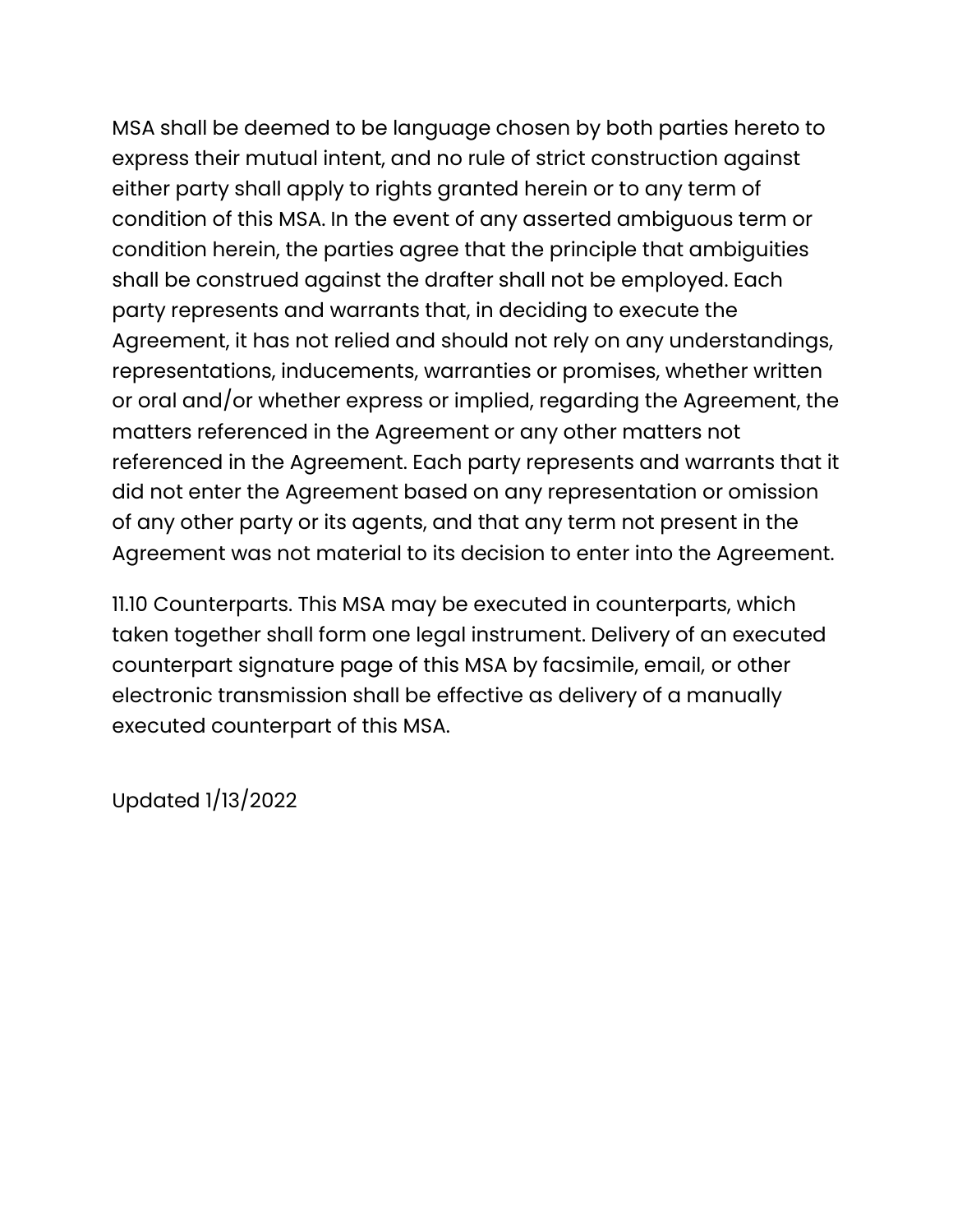MSA shall be deemed to be language chosen by both parties hereto to express their mutual intent, and no rule of strict construction against either party shall apply to rights granted herein or to any term of condition of this MSA. In the event of any asserted ambiguous term or condition herein, the parties agree that the principle that ambiguities shall be construed against the drafter shall not be employed. Each party represents and warrants that, in deciding to execute the Agreement, it has not relied and should not rely on any understandings, representations, inducements, warranties or promises, whether written or oral and/or whether express or implied, regarding the Agreement, the matters referenced in the Agreement or any other matters not referenced in the Agreement. Each party represents and warrants that it did not enter the Agreement based on any representation or omission of any other party or its agents, and that any term not present in the Agreement was not material to its decision to enter into the Agreement.

11.10 Counterparts. This MSA may be executed in counterparts, which taken together shall form one legal instrument. Delivery of an executed counterpart signature page of this MSA by facsimile, email, or other electronic transmission shall be effective as delivery of a manually executed counterpart of this MSA.

Updated 1/13/2022